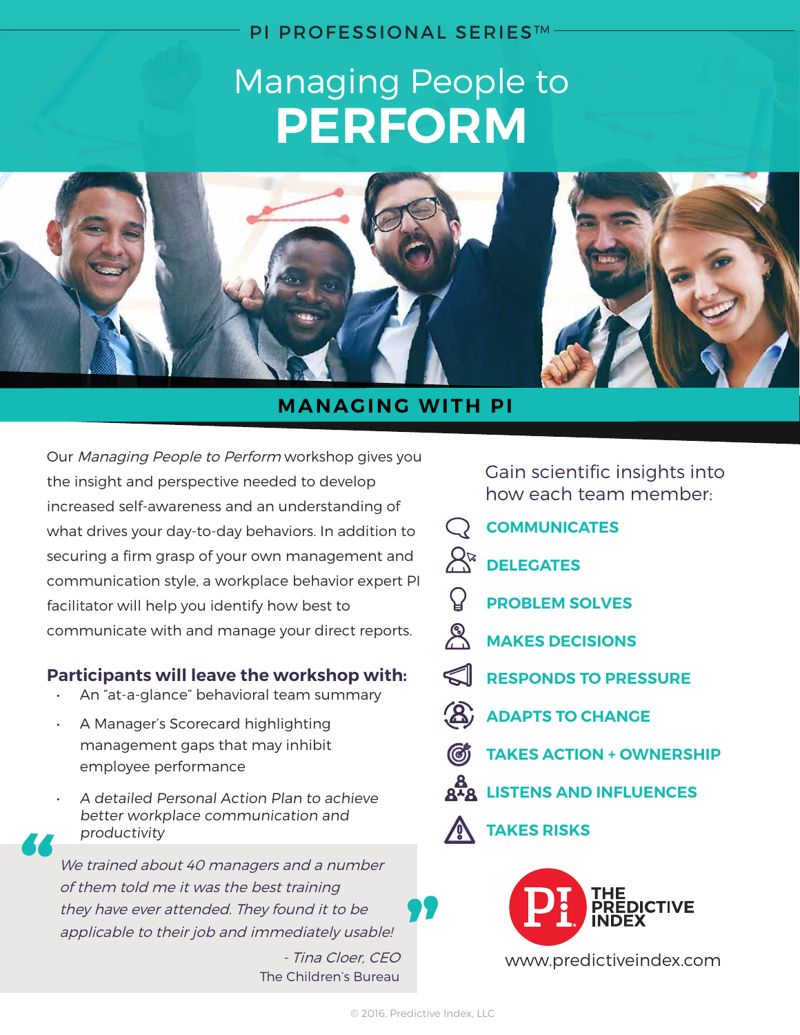PI PROFESSIONAL SERIES™

# Managing People to PERFORM

## MANAGING WITH PI

Our *Managing People to Perform* workshop gives you the insight and perspective needed to develop increased self-awareness and an understanding of what drives your day-to-day behaviors. In addition to securing a firm grasp of your own management and communication style, a workplace behavior expert PI facilitator will help you identify how best to communicate with and manage your direct reports.

### Participants will leave the workshop with:

- An "at-a-glance" behavioral team summary
- A Manager's Scorecard highlighting management gaps that may inhibit employee performance
- *A detailed Personal Action Plan to achieve better workplace communication and productivity*

> *We trained about 40 managers and a number of them told me it was the best training they have ever attended. They found it to be applicable to their job and immediately usable!*
>
> *- Tina Cloer, CEO*
> The Children's Bureau

Gain scientific insights into how each team member:

- **COMMUNICATES**
- **DELEGATES**
- **PROBLEM SOLVES**
- **MAKES DECISIONS**
- **RESPONDS TO PRESSURE**
- **ADAPTS TO CHANGE**
- **TAKES ACTION + OWNERSHIP**
- **LISTENS AND INFLUENCES**
- **TAKES RISKS**

THE PREDICTIVE INDEX

www.predictiveindex.com

© 2016, Predictive Index, LLC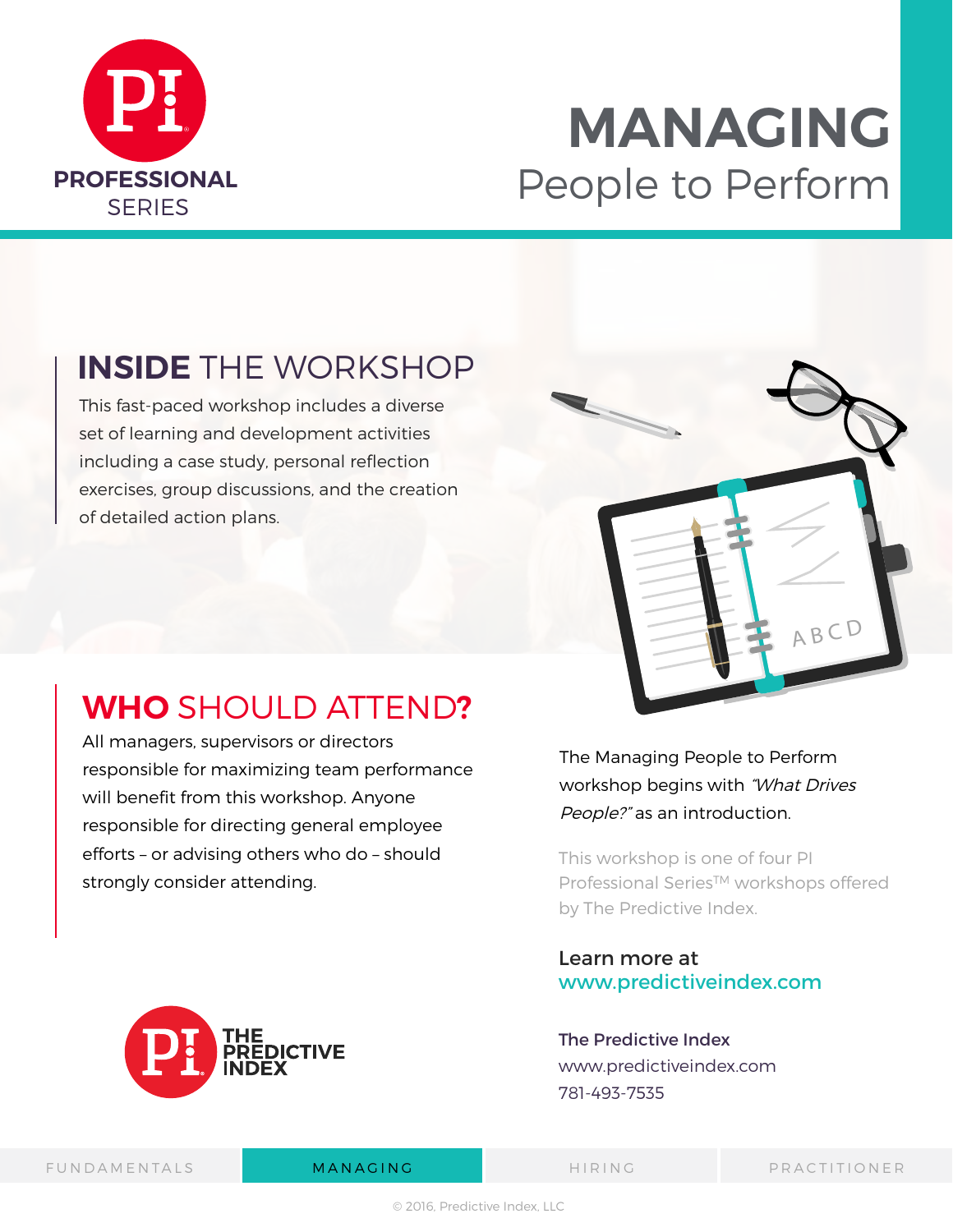PROFESSIONAL SERIES

# MANAGING People to Perform

## INSIDE THE WORKSHOP

This fast-paced workshop includes a diverse set of learning and development activities including a case study, personal reflection exercises, group discussions, and the creation of detailed action plans.

## WHO SHOULD ATTEND?

All managers, supervisors or directors responsible for maximizing team performance will benefit from this workshop. Anyone responsible for directing general employee efforts – or advising others who do – should strongly consider attending.

The Managing People to Perform workshop begins with *"What Drives People?"* as an introduction.

This workshop is one of four PI Professional Series™ workshops offered by The Predictive Index.

Learn more at
www.predictiveindex.com

THE PREDICTIVE INDEX

**The Predictive Index**
www.predictiveindex.com
781-493-7535

FUNDAMENTALS | MANAGING | HIRING | PRACTITIONER

© 2016, Predictive Index, LLC